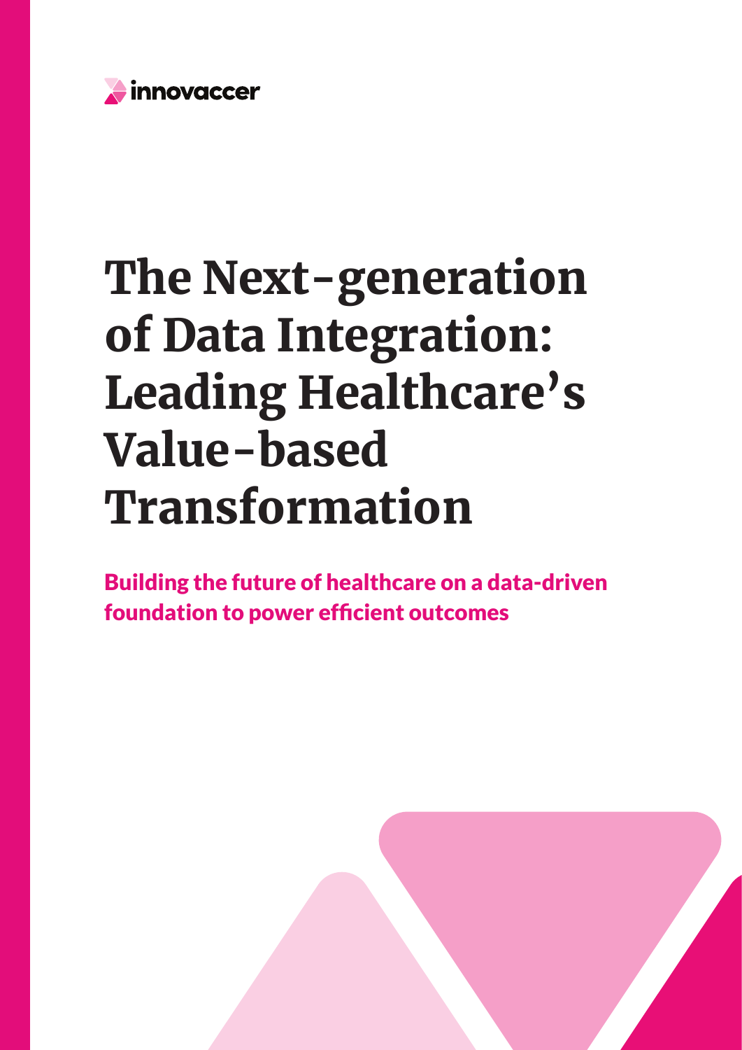innovaccer

# The Next-generation of Data Integration: Leading Healthcare's Value-based Transformation

## Building the future of healthcare on a data-driven foundation to power efficient outcomes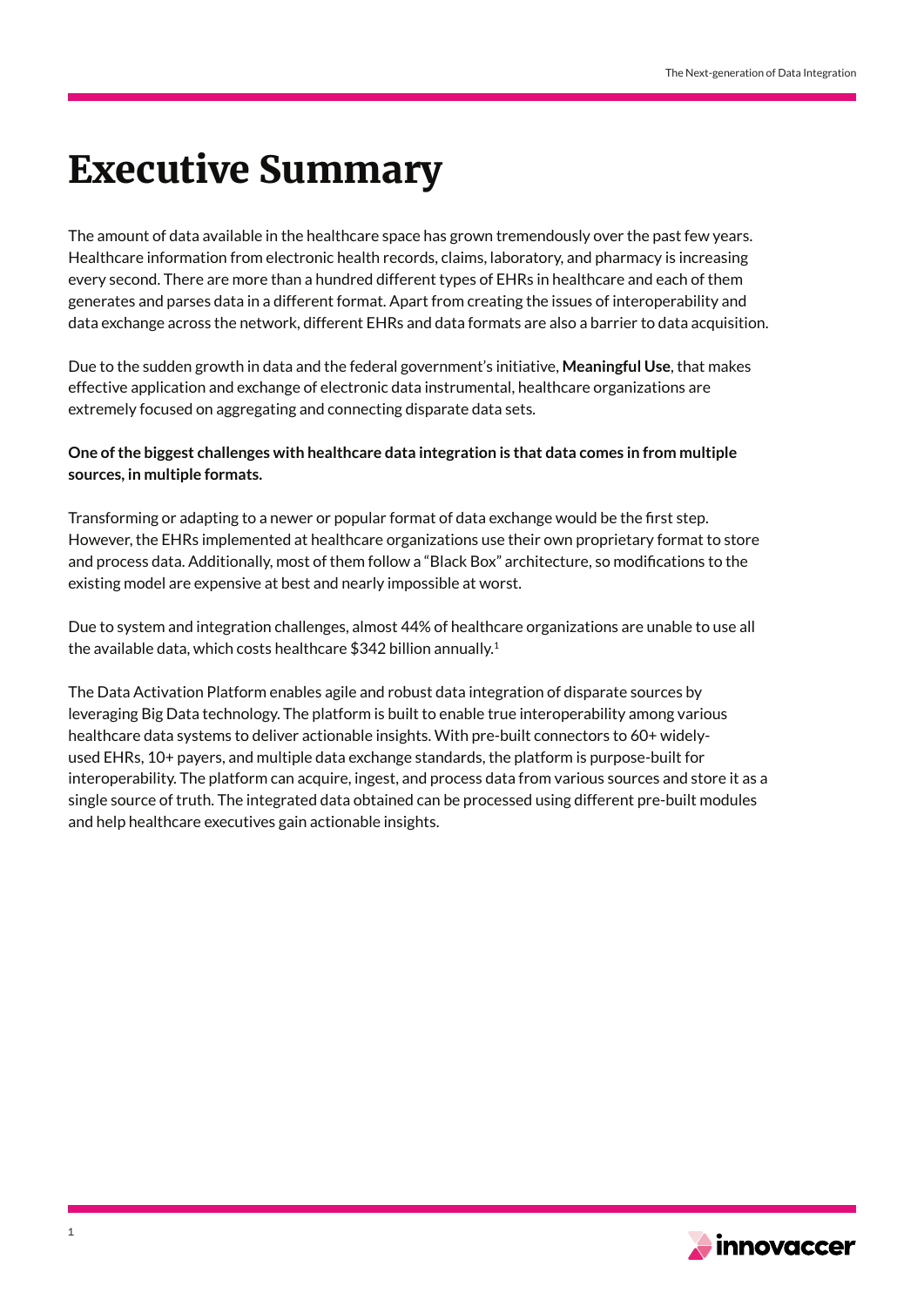# Executive Summary

The amount of data available in the healthcare space has grown tremendously over the past few years. Healthcare information from electronic health records, claims, laboratory, and pharmacy is increasing every second. There are more than a hundred different types of EHRs in healthcare and each of them generates and parses data in a different format. Apart from creating the issues of interoperability and data exchange across the network, different EHRs and data formats are also a barrier to data acquisition.

Due to the sudden growth in data and the federal government's initiative, **Meaningful Use**, that makes effective application and exchange of electronic data instrumental, healthcare organizations are extremely focused on aggregating and connecting disparate data sets.

**One of the biggest challenges with healthcare data integration is that data comes in from multiple sources, in multiple formats.**

Transforming or adapting to a newer or popular format of data exchange would be the first step. However, the EHRs implemented at healthcare organizations use their own proprietary format to store and process data. Additionally, most of them follow a "Black Box" architecture, so modifications to the existing model are expensive at best and nearly impossible at worst.

Due to system and integration challenges, almost 44% of healthcare organizations are unable to use all the available data, which costs healthcare $342 billion annually.[1]

The Data Activation Platform enables agile and robust data integration of disparate sources by leveraging Big Data technology. The platform is built to enable true interoperability among various healthcare data systems to deliver actionable insights. With pre-built connectors to 60+ widely-used EHRs, 10+ payers, and multiple data exchange standards, the platform is purpose-built for interoperability. The platform can acquire, ingest, and process data from various sources and store it as a single source of truth. The integrated data obtained can be processed using different pre-built modules and help healthcare executives gain actionable insights.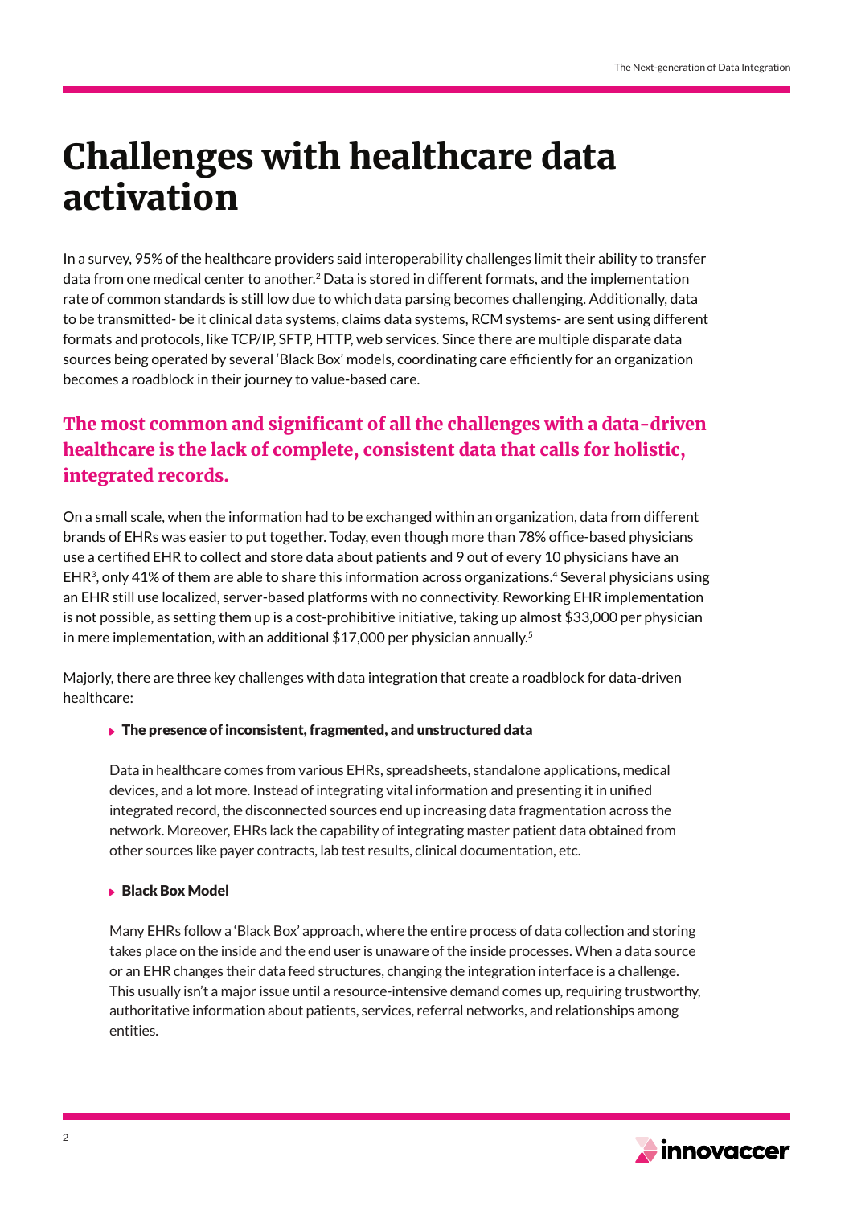# Challenges with healthcare data activation

In a survey, 95% of the healthcare providers said interoperability challenges limit their ability to transfer data from one medical center to another.[2] Data is stored in different formats, and the implementation rate of common standards is still low due to which data parsing becomes challenging. Additionally, data to be transmitted- be it clinical data systems, claims data systems, RCM systems- are sent using different formats and protocols, like TCP/IP, SFTP, HTTP, web services. Since there are multiple disparate data sources being operated by several 'Black Box' models, coordinating care efficiently for an organization becomes a roadblock in their journey to value-based care.

## The most common and significant of all the challenges with a data-driven healthcare is the lack of complete, consistent data that calls for holistic, integrated records.

On a small scale, when the information had to be exchanged within an organization, data from different brands of EHRs was easier to put together. Today, even though more than 78% office-based physicians use a certified EHR to collect and store data about patients and 9 out of every 10 physicians have an EHR[3], only 41% of them are able to share this information across organizations.[4] Several physicians using an EHR still use localized, server-based platforms with no connectivity. Reworking EHR implementation is not possible, as setting them up is a cost-prohibitive initiative, taking up almost $33,000 per physician in mere implementation, with an additional $17,000 per physician annually.[5]

Majorly, there are three key challenges with data integration that create a roadblock for data-driven healthcare:

- **The presence of inconsistent, fragmented, and unstructured data**

  Data in healthcare comes from various EHRs, spreadsheets, standalone applications, medical devices, and a lot more. Instead of integrating vital information and presenting it in unified integrated record, the disconnected sources end up increasing data fragmentation across the network. Moreover, EHRs lack the capability of integrating master patient data obtained from other sources like payer contracts, lab test results, clinical documentation, etc.

- **Black Box Model**

  Many EHRs follow a 'Black Box' approach, where the entire process of data collection and storing takes place on the inside and the end user is unaware of the inside processes. When a data source or an EHR changes their data feed structures, changing the integration interface is a challenge. This usually isn't a major issue until a resource-intensive demand comes up, requiring trustworthy, authoritative information about patients, services, referral networks, and relationships among entities.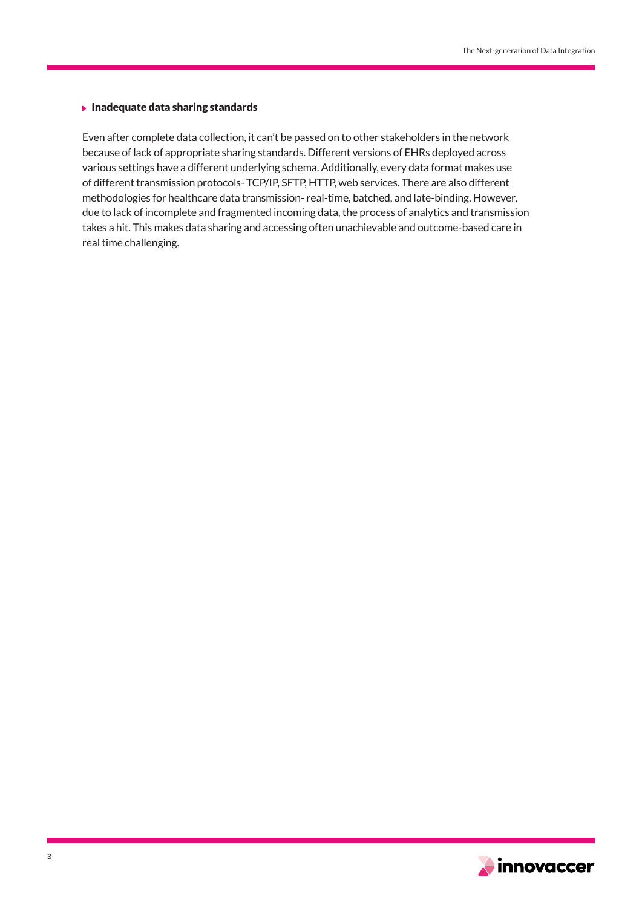### Inadequate data sharing standards

Even after complete data collection, it can't be passed on to other stakeholders in the network because of lack of appropriate sharing standards. Different versions of EHRs deployed across various settings have a different underlying schema. Additionally, every data format makes use of different transmission protocols- TCP/IP, SFTP, HTTP, web services. There are also different methodologies for healthcare data transmission- real-time, batched, and late-binding. However, due to lack of incomplete and fragmented incoming data, the process of analytics and transmission takes a hit. This makes data sharing and accessing often unachievable and outcome-based care in real time challenging.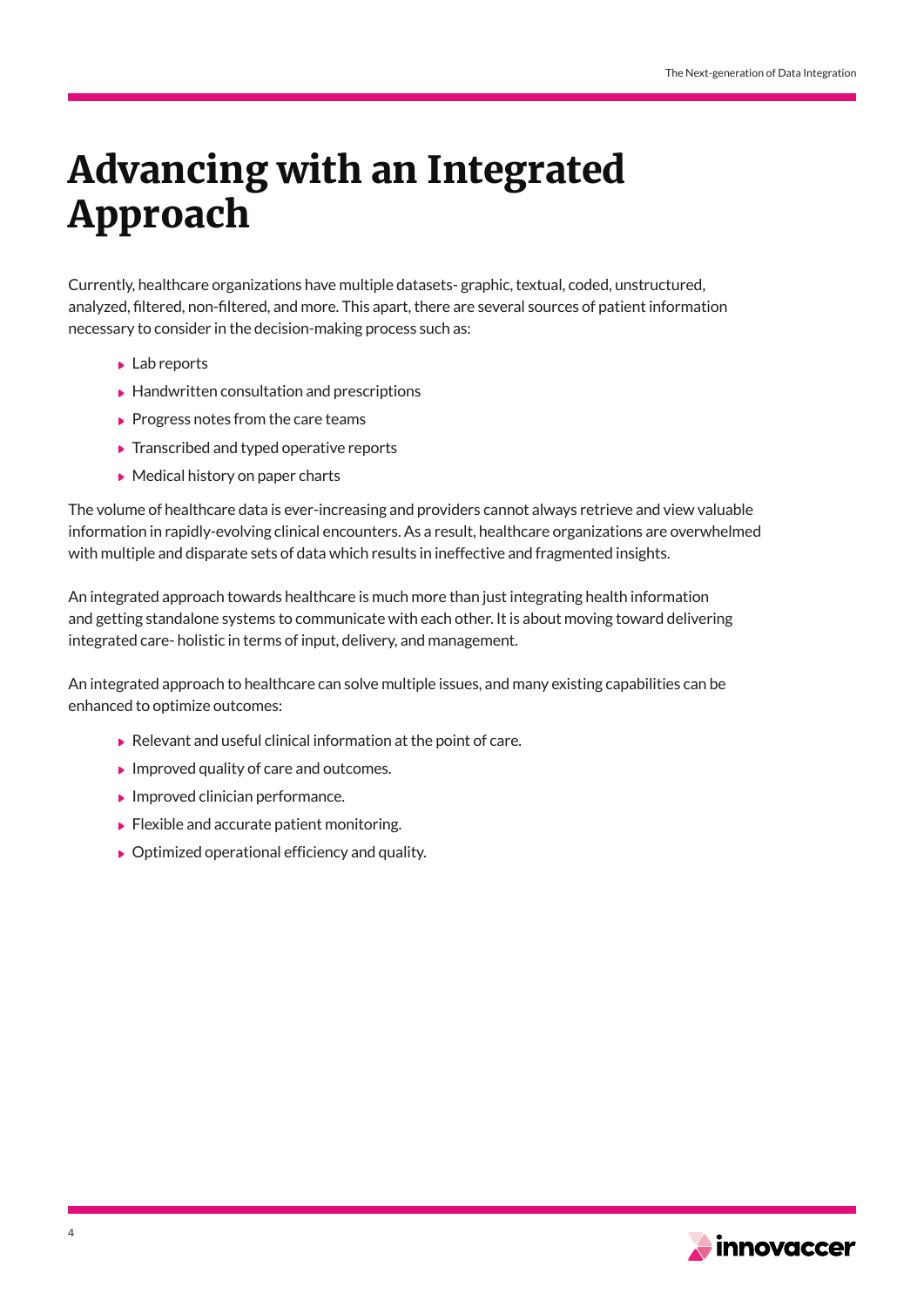# Advancing with an Integrated Approach

Currently, healthcare organizations have multiple datasets- graphic, textual, coded, unstructured, analyzed, filtered, non-filtered, and more. This apart, there are several sources of patient information necessary to consider in the decision-making process such as:

- Lab reports
- Handwritten consultation and prescriptions
- Progress notes from the care teams
- Transcribed and typed operative reports
- Medical history on paper charts

The volume of healthcare data is ever-increasing and providers cannot always retrieve and view valuable information in rapidly-evolving clinical encounters. As a result, healthcare organizations are overwhelmed with multiple and disparate sets of data which results in ineffective and fragmented insights.

An integrated approach towards healthcare is much more than just integrating health information and getting standalone systems to communicate with each other. It is about moving toward delivering integrated care- holistic in terms of input, delivery, and management.

An integrated approach to healthcare can solve multiple issues, and many existing capabilities can be enhanced to optimize outcomes:

- Relevant and useful clinical information at the point of care.
- Improved quality of care and outcomes.
- Improved clinician performance.
- Flexible and accurate patient monitoring.
- Optimized operational efficiency and quality.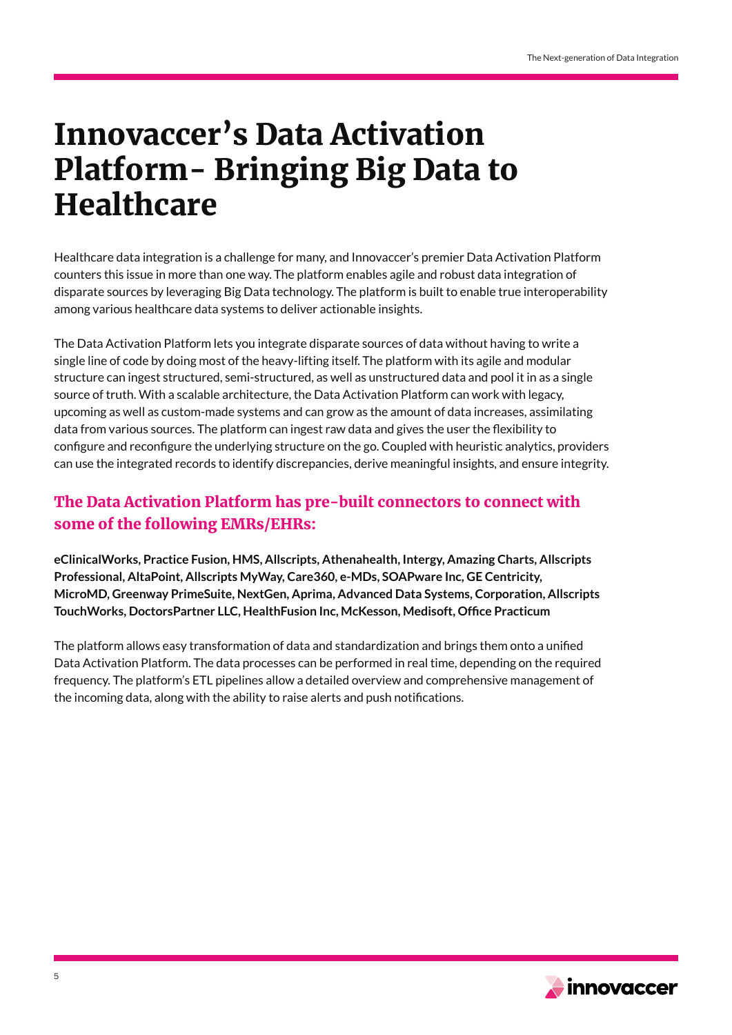# Innovaccer's Data Activation Platform- Bringing Big Data to Healthcare

Healthcare data integration is a challenge for many, and Innovaccer's premier Data Activation Platform counters this issue in more than one way. The platform enables agile and robust data integration of disparate sources by leveraging Big Data technology. The platform is built to enable true interoperability among various healthcare data systems to deliver actionable insights.

The Data Activation Platform lets you integrate disparate sources of data without having to write a single line of code by doing most of the heavy-lifting itself. The platform with its agile and modular structure can ingest structured, semi-structured, as well as unstructured data and pool it in as a single source of truth. With a scalable architecture, the Data Activation Platform can work with legacy, upcoming as well as custom-made systems and can grow as the amount of data increases, assimilating data from various sources. The platform can ingest raw data and gives the user the flexibility to configure and reconfigure the underlying structure on the go. Coupled with heuristic analytics, providers can use the integrated records to identify discrepancies, derive meaningful insights, and ensure integrity.

### The Data Activation Platform has pre-built connectors to connect with some of the following EMRs/EHRs:

**eClinicalWorks, Practice Fusion, HMS, Allscripts, Athenahealth, Intergy, Amazing Charts, Allscripts Professional, AltaPoint, Allscripts MyWay, Care360, e-MDs, SOAPware Inc, GE Centricity, MicroMD, Greenway PrimeSuite, NextGen, Aprima, Advanced Data Systems, Corporation, Allscripts TouchWorks, DoctorsPartner LLC, HealthFusion Inc, McKesson, Medisoft, Office Practicum**

The platform allows easy transformation of data and standardization and brings them onto a unified Data Activation Platform. The data processes can be performed in real time, depending on the required frequency. The platform's ETL pipelines allow a detailed overview and comprehensive management of the incoming data, along with the ability to raise alerts and push notifications.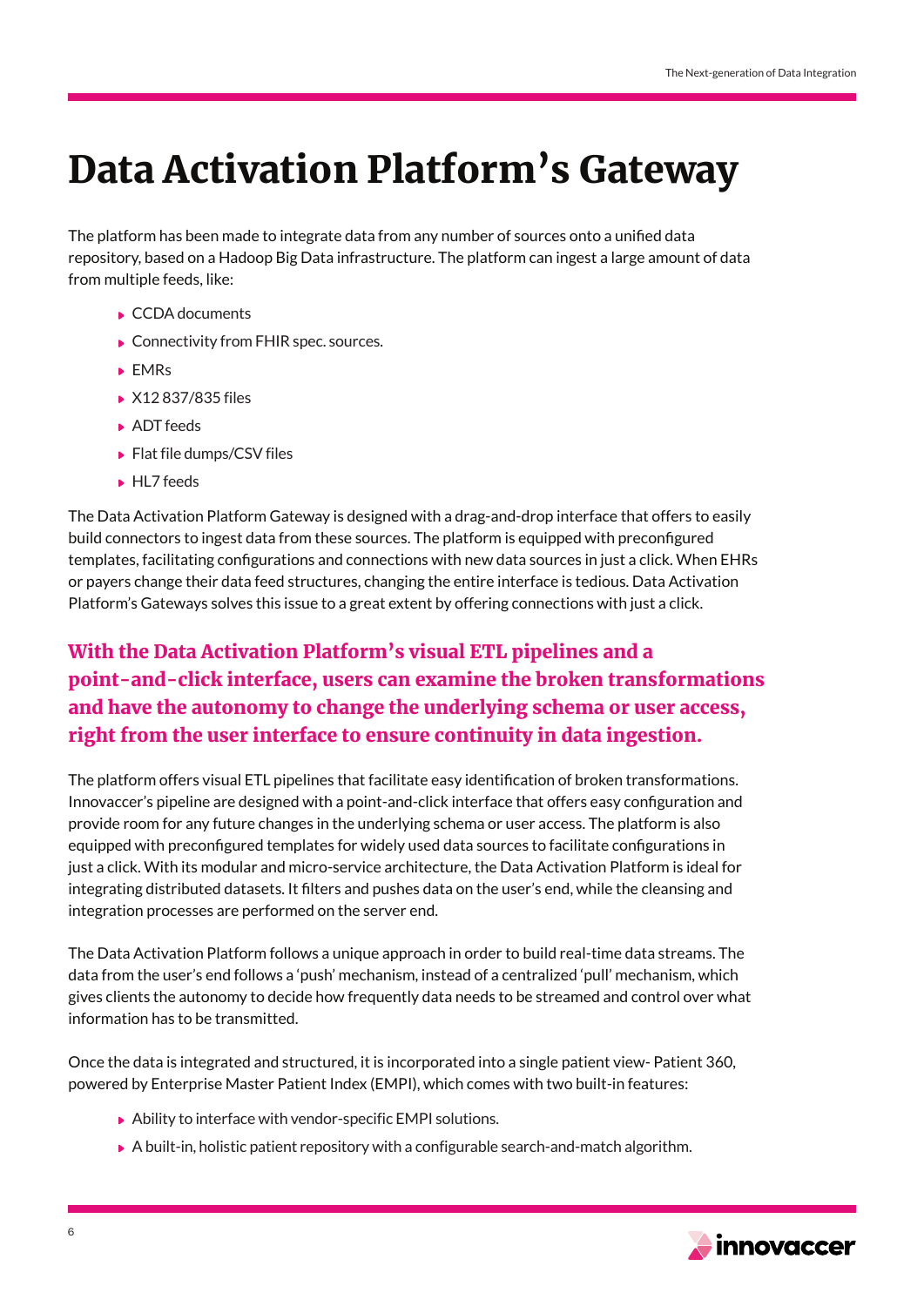# Data Activation Platform's Gateway

The platform has been made to integrate data from any number of sources onto a unified data repository, based on a Hadoop Big Data infrastructure. The platform can ingest a large amount of data from multiple feeds, like:

- CCDA documents
- Connectivity from FHIR spec. sources.
- EMRs
- X12 837/835 files
- ADT feeds
- Flat file dumps/CSV files
- HL7 feeds

The Data Activation Platform Gateway is designed with a drag-and-drop interface that offers to easily build connectors to ingest data from these sources. The platform is equipped with preconfigured templates, facilitating configurations and connections with new data sources in just a click. When EHRs or payers change their data feed structures, changing the entire interface is tedious. Data Activation Platform's Gateways solves this issue to a great extent by offering connections with just a click.

**With the Data Activation Platform's visual ETL pipelines and a point-and-click interface, users can examine the broken transformations and have the autonomy to change the underlying schema or user access, right from the user interface to ensure continuity in data ingestion.**

The platform offers visual ETL pipelines that facilitate easy identification of broken transformations. Innovaccer's pipeline are designed with a point-and-click interface that offers easy configuration and provide room for any future changes in the underlying schema or user access. The platform is also equipped with preconfigured templates for widely used data sources to facilitate configurations in just a click. With its modular and micro-service architecture, the Data Activation Platform is ideal for integrating distributed datasets. It filters and pushes data on the user's end, while the cleansing and integration processes are performed on the server end.

The Data Activation Platform follows a unique approach in order to build real-time data streams. The data from the user's end follows a 'push' mechanism, instead of a centralized 'pull' mechanism, which gives clients the autonomy to decide how frequently data needs to be streamed and control over what information has to be transmitted.

Once the data is integrated and structured, it is incorporated into a single patient view- Patient 360, powered by Enterprise Master Patient Index (EMPI), which comes with two built-in features:

- Ability to interface with vendor-specific EMPI solutions.
- A built-in, holistic patient repository with a configurable search-and-match algorithm.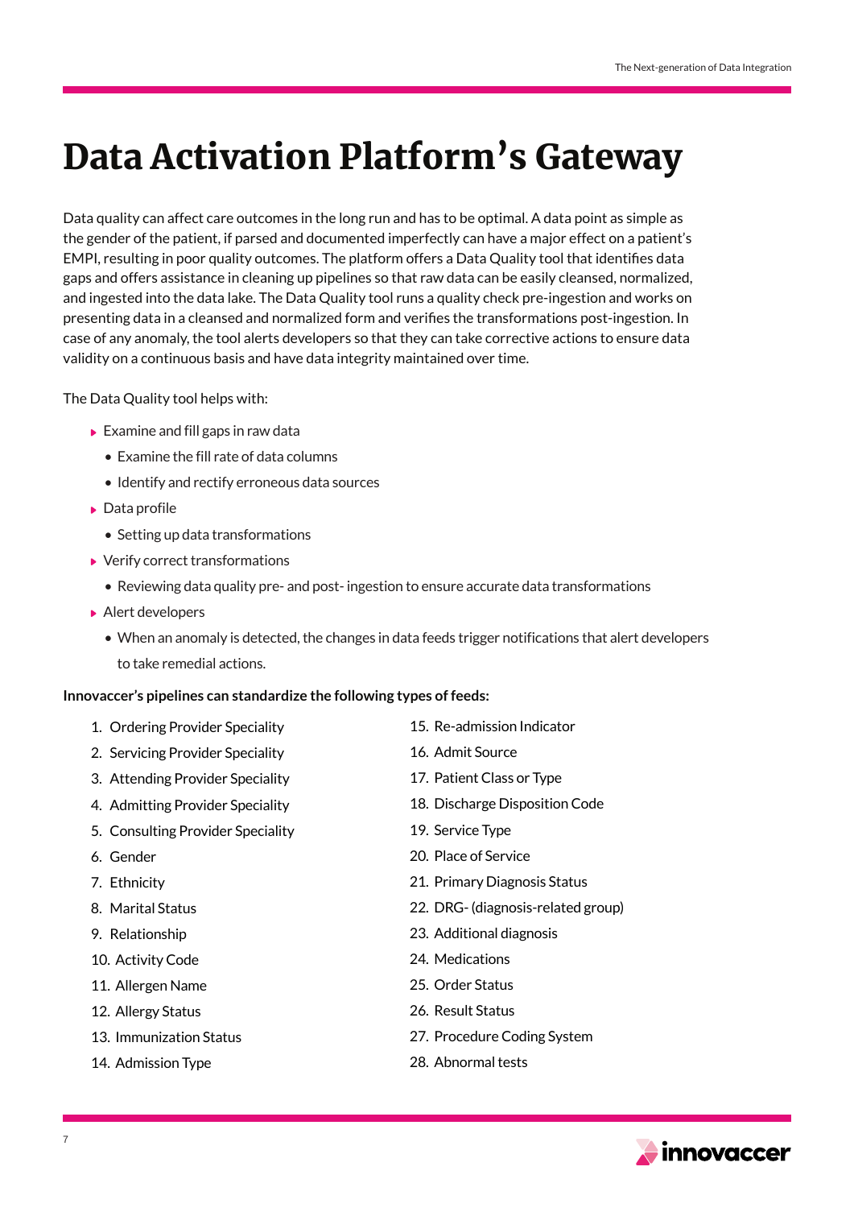# Data Activation Platform's Gateway

Data quality can affect care outcomes in the long run and has to be optimal. A data point as simple as the gender of the patient, if parsed and documented imperfectly can have a major effect on a patient's EMPI, resulting in poor quality outcomes. The platform offers a Data Quality tool that identifies data gaps and offers assistance in cleaning up pipelines so that raw data can be easily cleansed, normalized, and ingested into the data lake. The Data Quality tool runs a quality check pre-ingestion and works on presenting data in a cleansed and normalized form and verifies the transformations post-ingestion. In case of any anomaly, the tool alerts developers so that they can take corrective actions to ensure data validity on a continuous basis and have data integrity maintained over time.

The Data Quality tool helps with:

- Examine and fill gaps in raw data
  - Examine the fill rate of data columns
  - Identify and rectify erroneous data sources
- Data profile
  - Setting up data transformations
- Verify correct transformations
  - Reviewing data quality pre- and post- ingestion to ensure accurate data transformations
- Alert developers
  - When an anomaly is detected, the changes in data feeds trigger notifications that alert developers to take remedial actions.

**Innovaccer's pipelines can standardize the following types of feeds:**

1. Ordering Provider Speciality
2. Servicing Provider Speciality
3. Attending Provider Speciality
4. Admitting Provider Speciality
5. Consulting Provider Speciality
6. Gender
7. Ethnicity
8. Marital Status
9. Relationship
10. Activity Code
11. Allergen Name
12. Allergy Status
13. Immunization Status
14. Admission Type
15. Re-admission Indicator
16. Admit Source
17. Patient Class or Type
18. Discharge Disposition Code
19. Service Type
20. Place of Service
21. Primary Diagnosis Status
22. DRG- (diagnosis-related group)
23. Additional diagnosis
24. Medications
25. Order Status
26. Result Status
27. Procedure Coding System
28. Abnormal tests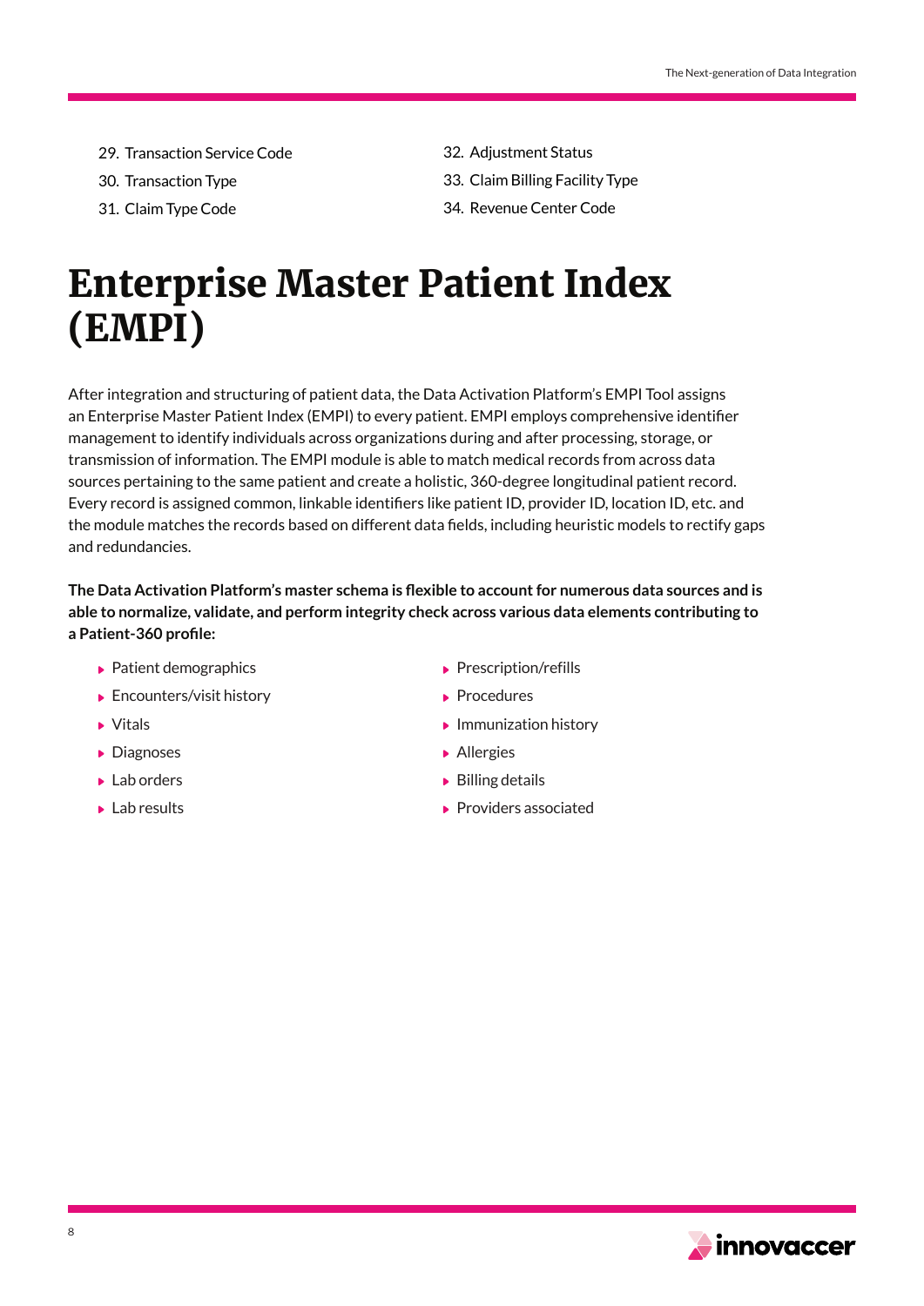29. Transaction Service Code
30. Transaction Type
31. Claim Type Code
32. Adjustment Status
33. Claim Billing Facility Type
34. Revenue Center Code

# Enterprise Master Patient Index (EMPI)

After integration and structuring of patient data, the Data Activation Platform's EMPI Tool assigns an Enterprise Master Patient Index (EMPI) to every patient. EMPI employs comprehensive identifier management to identify individuals across organizations during and after processing, storage, or transmission of information. The EMPI module is able to match medical records from across data sources pertaining to the same patient and create a holistic, 360-degree longitudinal patient record. Every record is assigned common, linkable identifiers like patient ID, provider ID, location ID, etc. and the module matches the records based on different data fields, including heuristic models to rectify gaps and redundancies.

**The Data Activation Platform's master schema is flexible to account for numerous data sources and is able to normalize, validate, and perform integrity check across various data elements contributing to a Patient-360 profile:**

- Patient demographics
- Encounters/visit history
- Vitals
- Diagnoses
- Lab orders
- Lab results
- Prescription/refills
- Procedures
- Immunization history
- Allergies
- Billing details
- Providers associated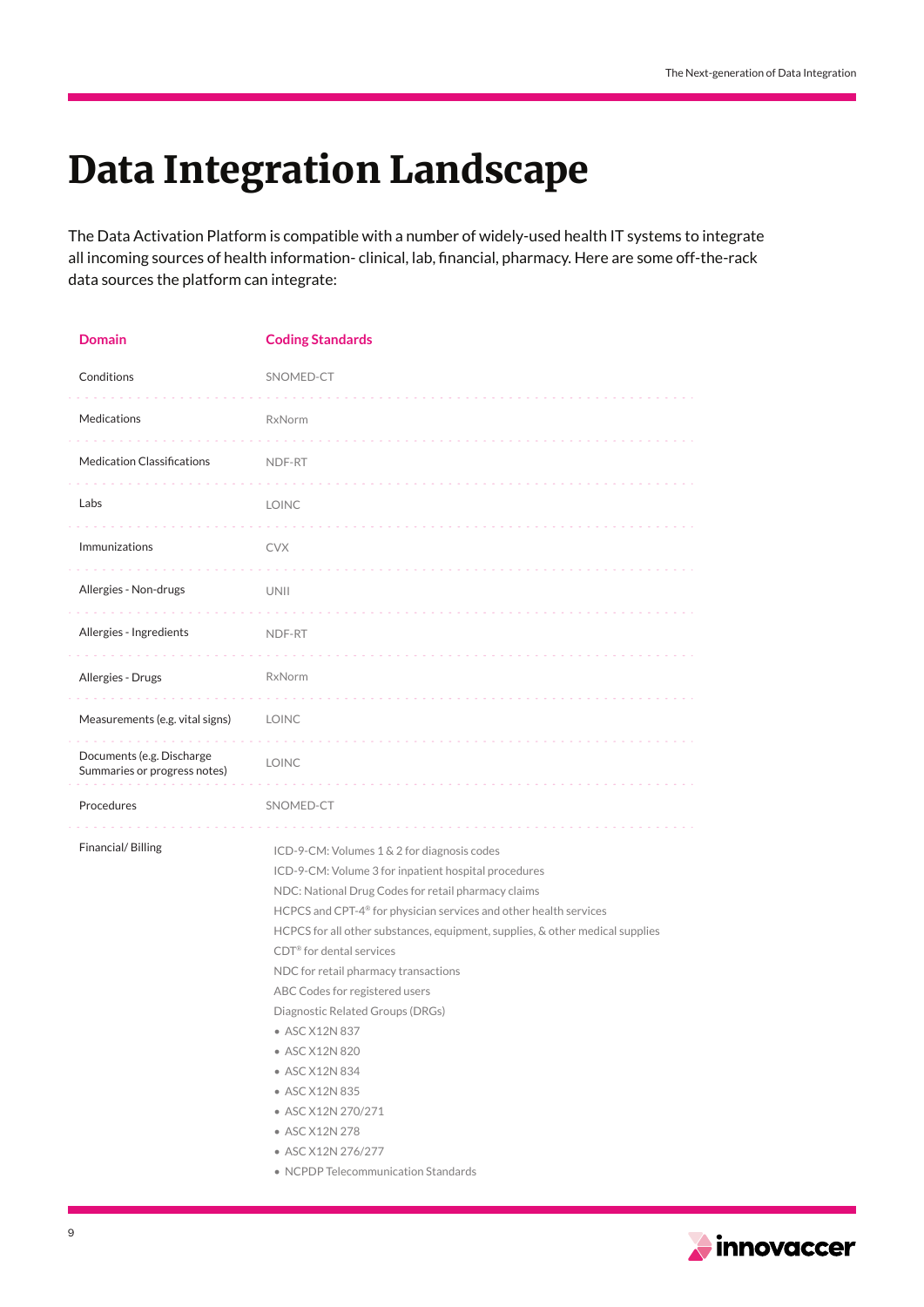# Data Integration Landscape

The Data Activation Platform is compatible with a number of widely-used health IT systems to integrate all incoming sources of health information- clinical, lab, financial, pharmacy. Here are some off-the-rack data sources the platform can integrate:

| Domain | Coding Standards |
| --- | --- |
| Conditions | SNOMED-CT |
| Medications | RxNorm |
| Medication Classifications | NDF-RT |
| Labs | LOINC |
| Immunizations | CVX |
| Allergies - Non-drugs | UNII |
| Allergies - Ingredients | NDF-RT |
| Allergies - Drugs | RxNorm |
| Measurements (e.g. vital signs) | LOINC |
| Documents (e.g. Discharge Summaries or progress notes) | LOINC |
| Procedures | SNOMED-CT |
| Financial/ Billing | ICD-9-CM: Volumes 1 & 2 for diagnosis codes<br>ICD-9-CM: Volume 3 for inpatient hospital procedures<br>NDC: National Drug Codes for retail pharmacy claims<br>HCPCS and CPT-4® for physician services and other health services<br>HCPCS for all other substances, equipment, supplies, & other medical supplies<br>CDT® for dental services<br>NDC for retail pharmacy transactions<br>ABC Codes for registered users<br>Diagnostic Related Groups (DRGs)<br>• ASC X12N 837<br>• ASC X12N 820<br>• ASC X12N 834<br>• ASC X12N 835<br>• ASC X12N 270/271<br>• ASC X12N 278<br>• ASC X12N 276/277<br>• NCPDP Telecommunication Standards |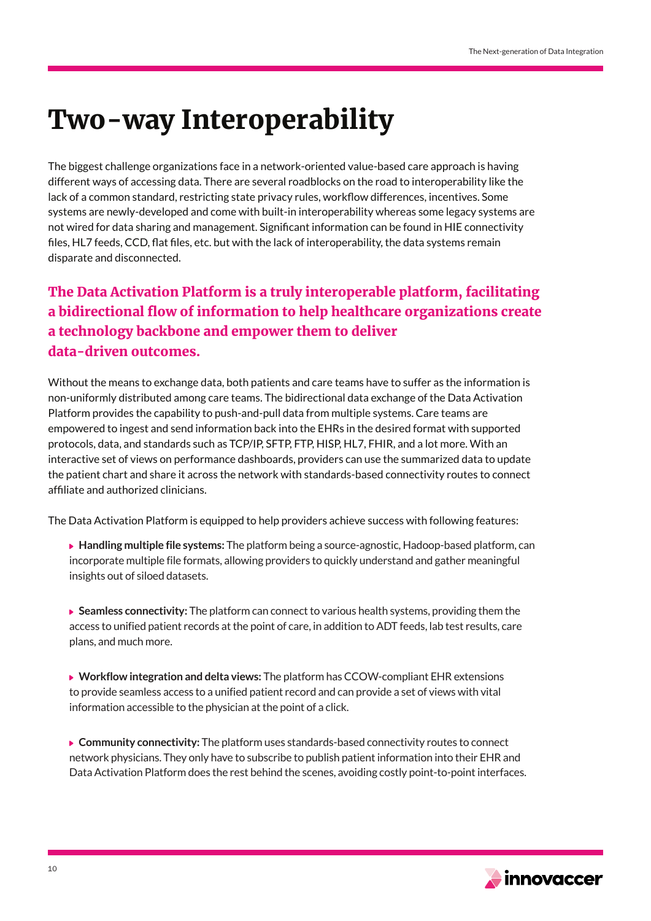# Two-way Interoperability

The biggest challenge organizations face in a network-oriented value-based care approach is having different ways of accessing data. There are several roadblocks on the road to interoperability like the lack of a common standard, restricting state privacy rules, workflow differences, incentives. Some systems are newly-developed and come with built-in interoperability whereas some legacy systems are not wired for data sharing and management. Significant information can be found in HIE connectivity files, HL7 feeds, CCD, flat files, etc. but with the lack of interoperability, the data systems remain disparate and disconnected.

**The Data Activation Platform is a truly interoperable platform, facilitating a bidirectional flow of information to help healthcare organizations create a technology backbone and empower them to deliver data-driven outcomes.**

Without the means to exchange data, both patients and care teams have to suffer as the information is non-uniformly distributed among care teams. The bidirectional data exchange of the Data Activation Platform provides the capability to push-and-pull data from multiple systems. Care teams are empowered to ingest and send information back into the EHRs in the desired format with supported protocols, data, and standards such as TCP/IP, SFTP, FTP, HISP, HL7, FHIR, and a lot more. With an interactive set of views on performance dashboards, providers can use the summarized data to update the patient chart and share it across the network with standards-based connectivity routes to connect affiliate and authorized clinicians.

The Data Activation Platform is equipped to help providers achieve success with following features:

- **Handling multiple file systems:** The platform being a source-agnostic, Hadoop-based platform, can incorporate multiple file formats, allowing providers to quickly understand and gather meaningful insights out of siloed datasets.

- **Seamless connectivity:** The platform can connect to various health systems, providing them the access to unified patient records at the point of care, in addition to ADT feeds, lab test results, care plans, and much more.

- **Workflow integration and delta views:** The platform has CCOW-compliant EHR extensions to provide seamless access to a unified patient record and can provide a set of views with vital information accessible to the physician at the point of a click.

- **Community connectivity:** The platform uses standards-based connectivity routes to connect network physicians. They only have to subscribe to publish patient information into their EHR and Data Activation Platform does the rest behind the scenes, avoiding costly point-to-point interfaces.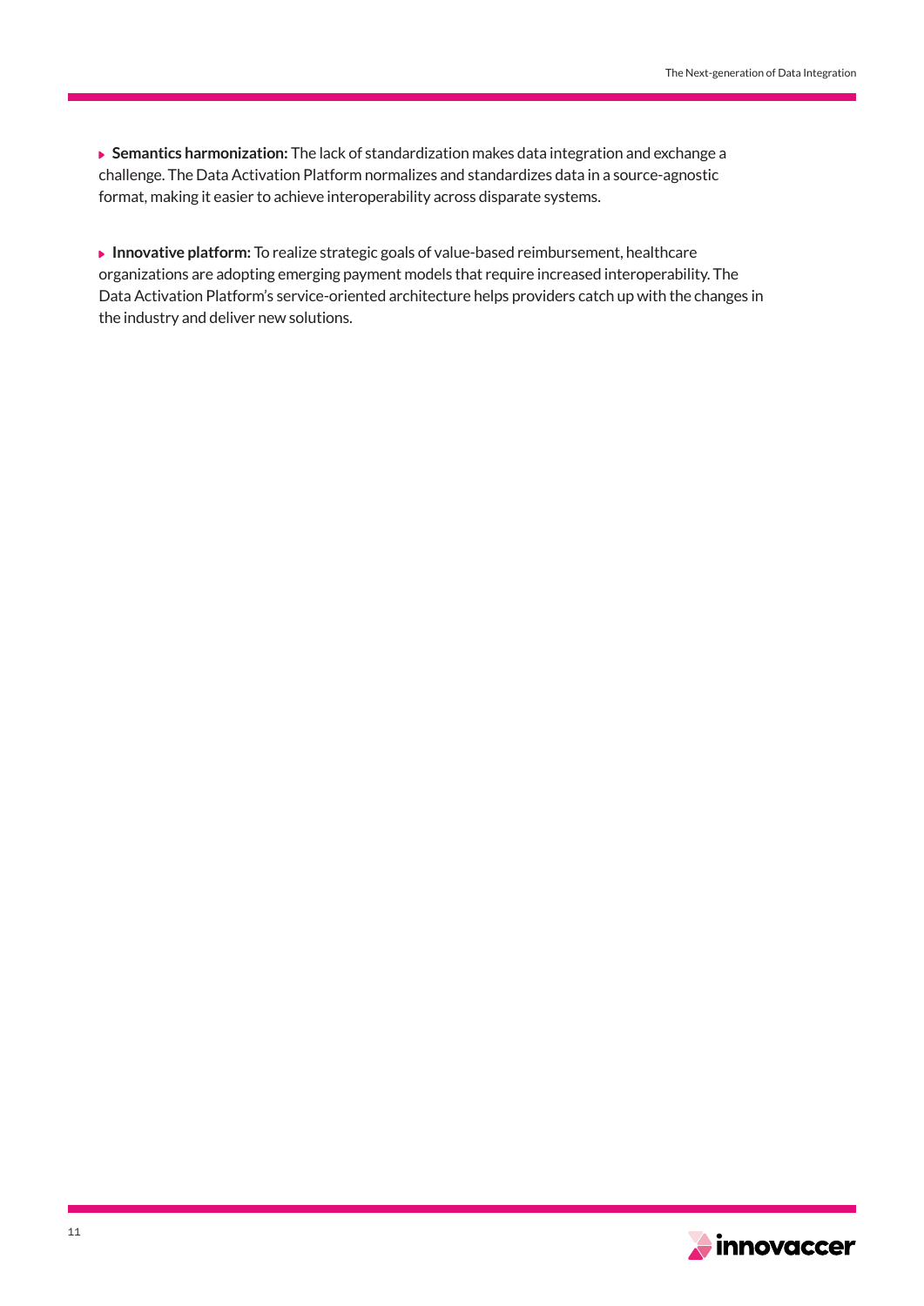- **Semantics harmonization:** The lack of standardization makes data integration and exchange a challenge. The Data Activation Platform normalizes and standardizes data in a source-agnostic format, making it easier to achieve interoperability across disparate systems.

- **Innovative platform:** To realize strategic goals of value-based reimbursement, healthcare organizations are adopting emerging payment models that require increased interoperability. The Data Activation Platform's service-oriented architecture helps providers catch up with the changes in the industry and deliver new solutions.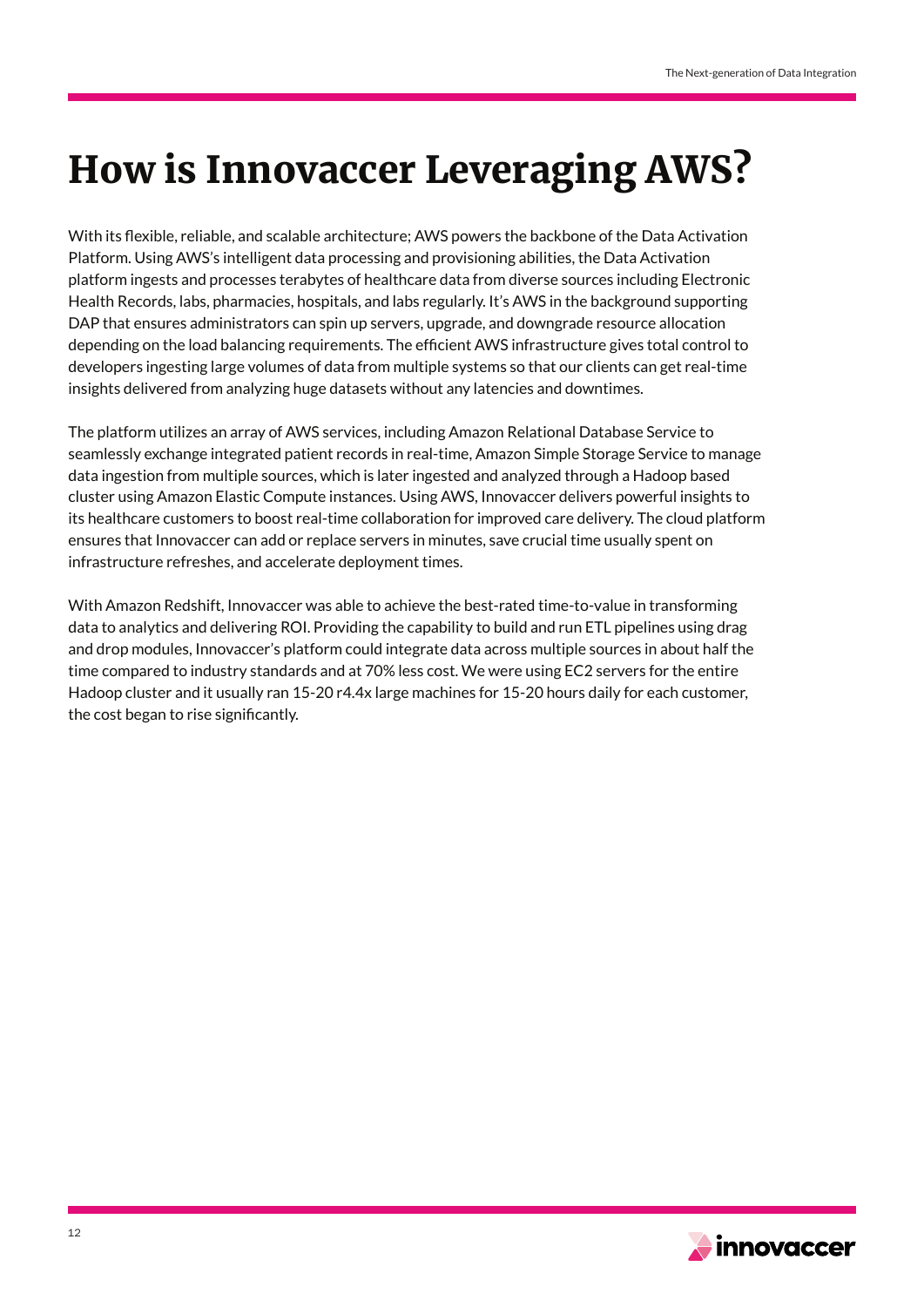# How is Innovaccer Leveraging AWS?

With its flexible, reliable, and scalable architecture; AWS powers the backbone of the Data Activation Platform. Using AWS's intelligent data processing and provisioning abilities, the Data Activation platform ingests and processes terabytes of healthcare data from diverse sources including Electronic Health Records, labs, pharmacies, hospitals, and labs regularly. It's AWS in the background supporting DAP that ensures administrators can spin up servers, upgrade, and downgrade resource allocation depending on the load balancing requirements. The efficient AWS infrastructure gives total control to developers ingesting large volumes of data from multiple systems so that our clients can get real-time insights delivered from analyzing huge datasets without any latencies and downtimes.

The platform utilizes an array of AWS services, including Amazon Relational Database Service to seamlessly exchange integrated patient records in real-time, Amazon Simple Storage Service to manage data ingestion from multiple sources, which is later ingested and analyzed through a Hadoop based cluster using Amazon Elastic Compute instances. Using AWS, Innovaccer delivers powerful insights to its healthcare customers to boost real-time collaboration for improved care delivery. The cloud platform ensures that Innovaccer can add or replace servers in minutes, save crucial time usually spent on infrastructure refreshes, and accelerate deployment times.

With Amazon Redshift, Innovaccer was able to achieve the best-rated time-to-value in transforming data to analytics and delivering ROI. Providing the capability to build and run ETL pipelines using drag and drop modules, Innovaccer's platform could integrate data across multiple sources in about half the time compared to industry standards and at 70% less cost. We were using EC2 servers for the entire Hadoop cluster and it usually ran 15-20 r4.4x large machines for 15-20 hours daily for each customer, the cost began to rise significantly.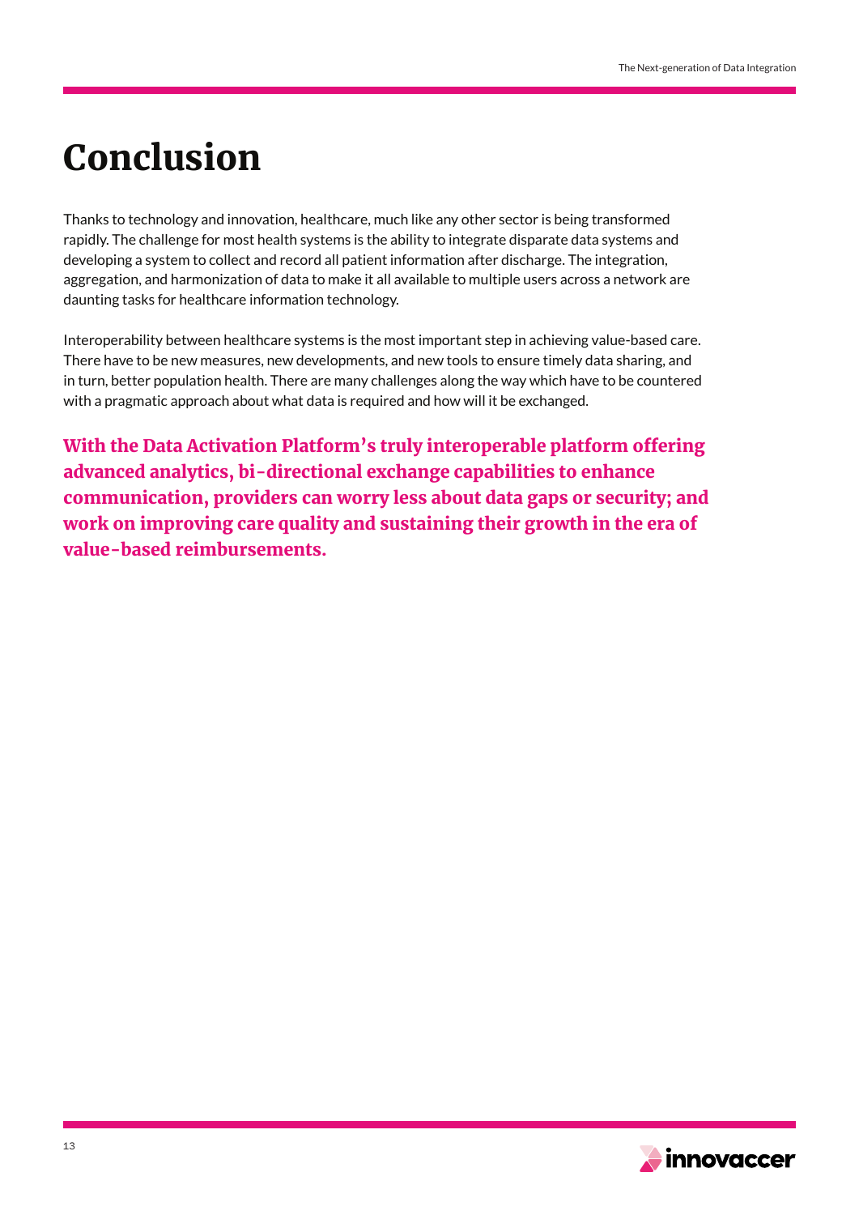# Conclusion

Thanks to technology and innovation, healthcare, much like any other sector is being transformed rapidly. The challenge for most health systems is the ability to integrate disparate data systems and developing a system to collect and record all patient information after discharge. The integration, aggregation, and harmonization of data to make it all available to multiple users across a network are daunting tasks for healthcare information technology.

Interoperability between healthcare systems is the most important step in achieving value-based care. There have to be new measures, new developments, and new tools to ensure timely data sharing, and in turn, better population health. There are many challenges along the way which have to be countered with a pragmatic approach about what data is required and how will it be exchanged.

**With the Data Activation Platform's truly interoperable platform offering advanced analytics, bi-directional exchange capabilities to enhance communication, providers can worry less about data gaps or security; and work on improving care quality and sustaining their growth in the era of value-based reimbursements.**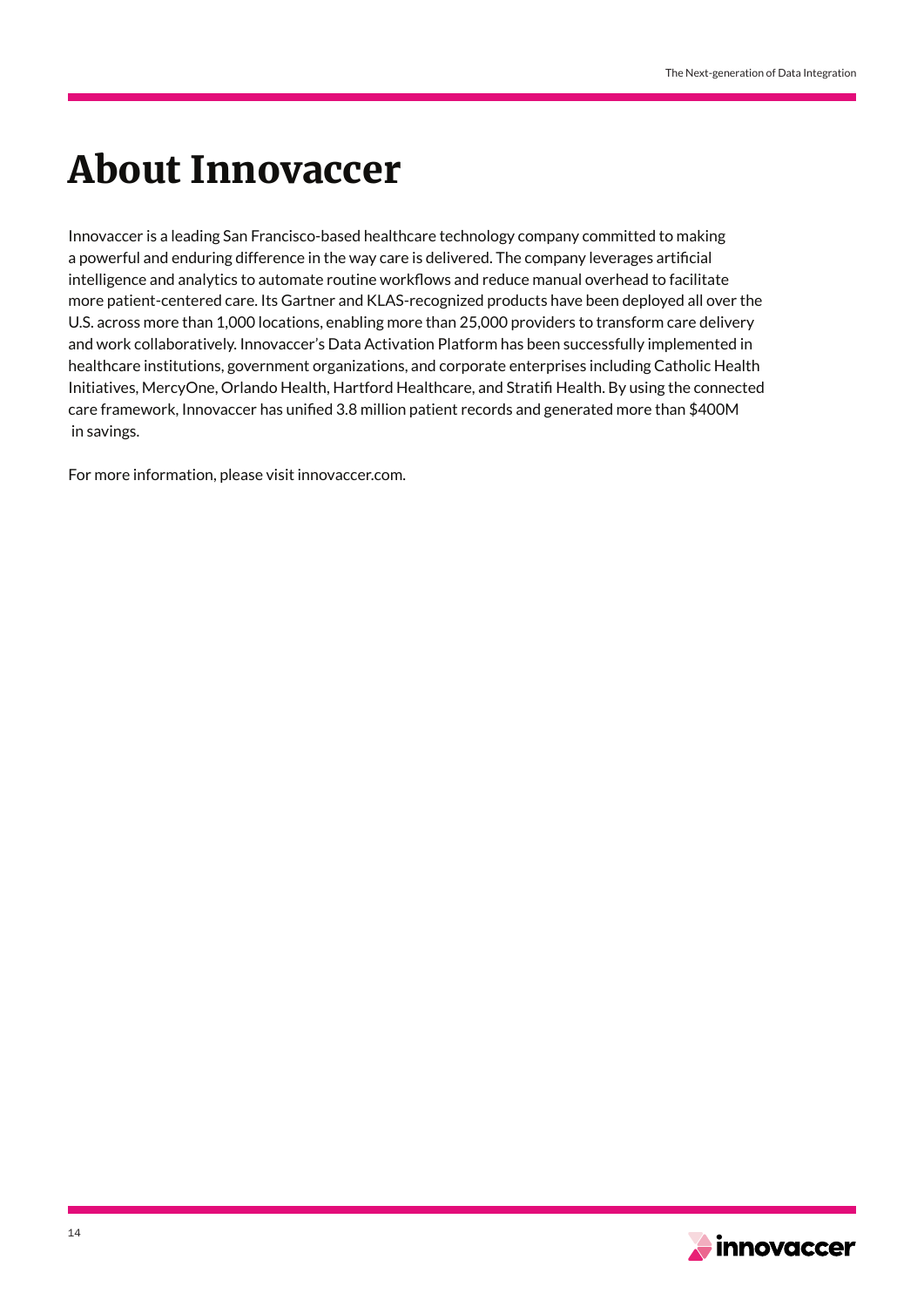# About Innovaccer

Innovaccer is a leading San Francisco-based healthcare technology company committed to making a powerful and enduring difference in the way care is delivered. The company leverages artificial intelligence and analytics to automate routine workflows and reduce manual overhead to facilitate more patient-centered care. Its Gartner and KLAS-recognized products have been deployed all over the U.S. across more than 1,000 locations, enabling more than 25,000 providers to transform care delivery and work collaboratively. Innovaccer's Data Activation Platform has been successfully implemented in healthcare institutions, government organizations, and corporate enterprises including Catholic Health Initiatives, MercyOne, Orlando Health, Hartford Healthcare, and Stratifi Health. By using the connected care framework, Innovaccer has unified 3.8 million patient records and generated more than $400M in savings.

For more information, please visit innovaccer.com.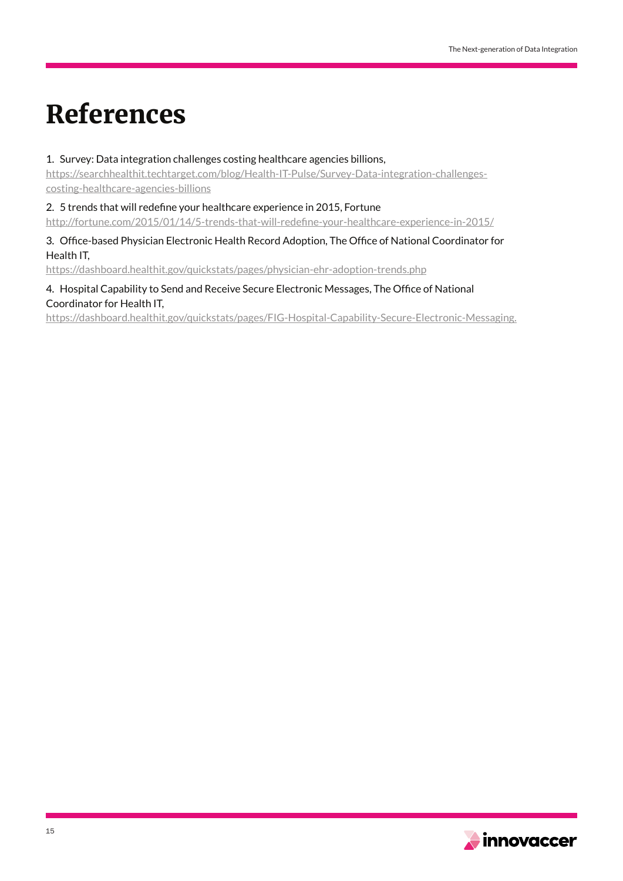# References

1. Survey: Data integration challenges costing healthcare agencies billions, https://searchhealthit.techtarget.com/blog/Health-IT-Pulse/Survey-Data-integration-challenges-costing-healthcare-agencies-billions

2. 5 trends that will redefine your healthcare experience in 2015, Fortune http://fortune.com/2015/01/14/5-trends-that-will-redefine-your-healthcare-experience-in-2015/

3. Office-based Physician Electronic Health Record Adoption, The Office of National Coordinator for Health IT, https://dashboard.healthit.gov/quickstats/pages/physician-ehr-adoption-trends.php

4. Hospital Capability to Send and Receive Secure Electronic Messages, The Office of National Coordinator for Health IT, https://dashboard.healthit.gov/quickstats/pages/FIG-Hospital-Capability-Secure-Electronic-Messaging.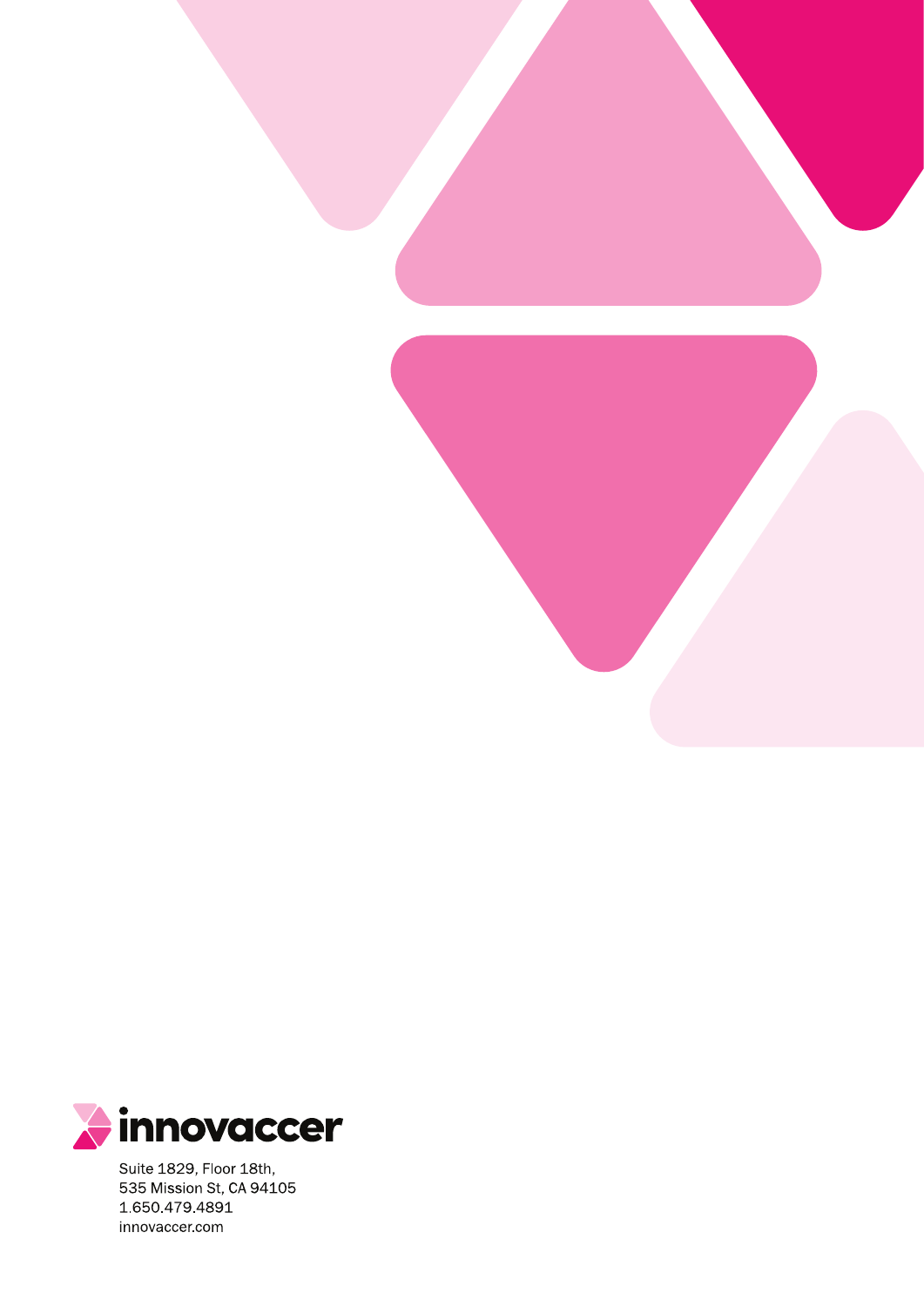innovaccer

Suite 1829, Floor 18th,
535 Mission St, CA 94105
1.650.479.4891
innovaccer.com